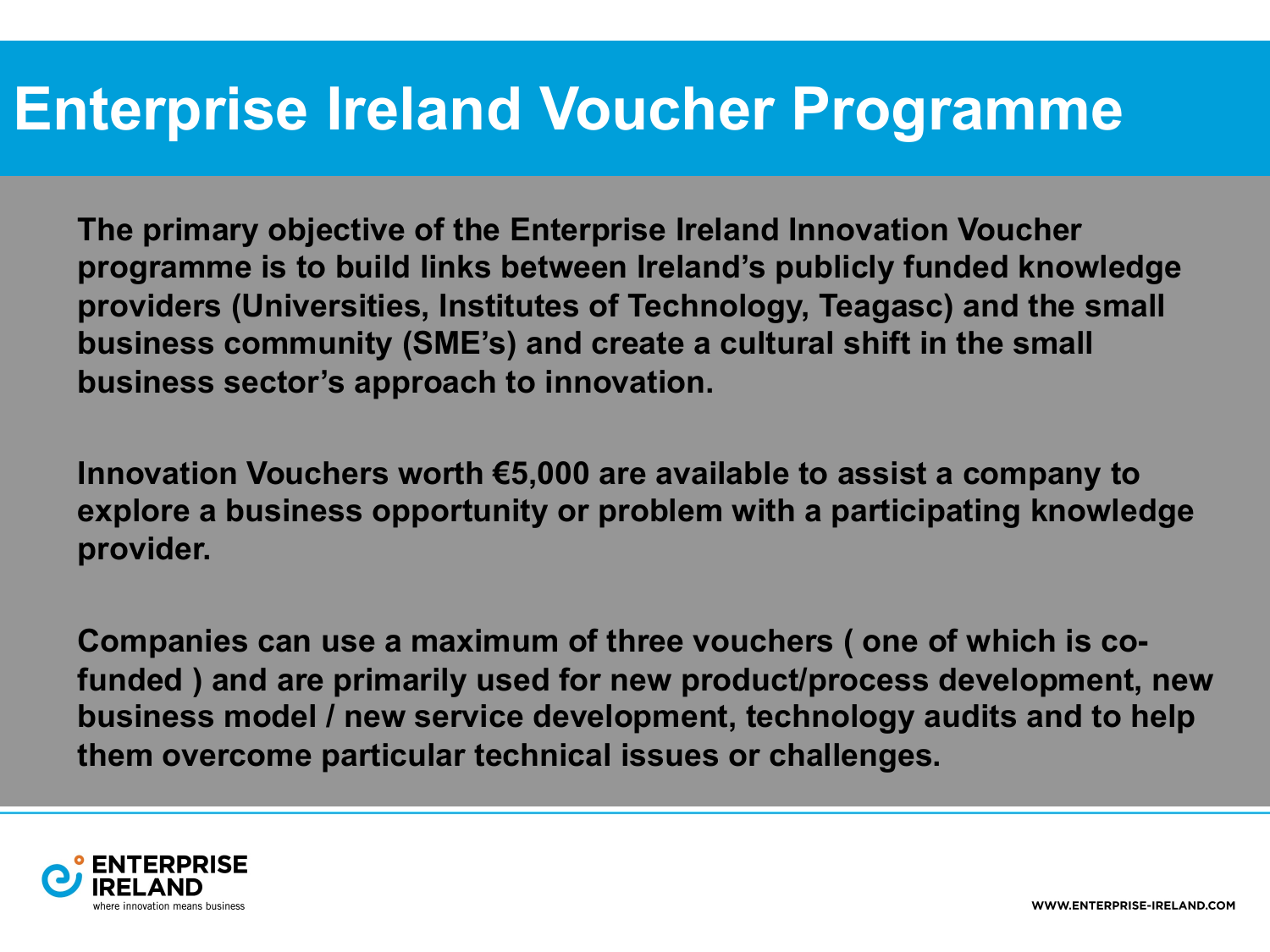# Enterprise Ireland Voucher Programme

**The primary objective of the Enterprise Ireland Innovation Voucher programme is to build links between Ireland's publicly funded knowledge providers (Universities, Institutes of Technology, Teagasc) and the small business community (SME's) and create a cultural shift in the small business sector's approach to innovation.**

**Innovation Vouchers worth €5,000 are available to assist a company to explore a business opportunity or problem with a participating knowledge provider.**

**Companies can use a maximum of three vouchers ( one of which is co-funded ) and are primarily used for new product/process development, new business model / new service development, technology audits and to help them overcome particular technical issues or challenges.**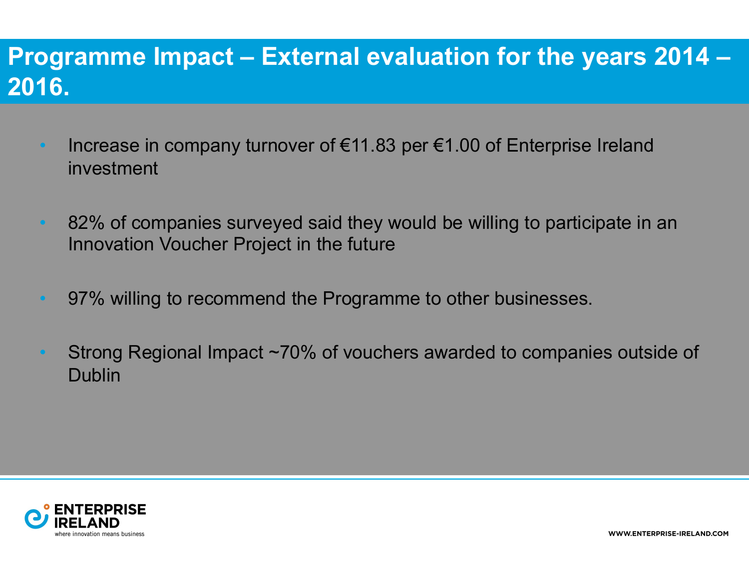# Programme Impact – External evaluation for the years 2014 – 2016.

- Increase in company turnover of €11.83 per €1.00 of Enterprise Ireland investment
- 82% of companies surveyed said they would be willing to participate in an Innovation Voucher Project in the future
- 97% willing to recommend the Programme to other businesses.
- Strong Regional Impact ~70% of vouchers awarded to companies outside of Dublin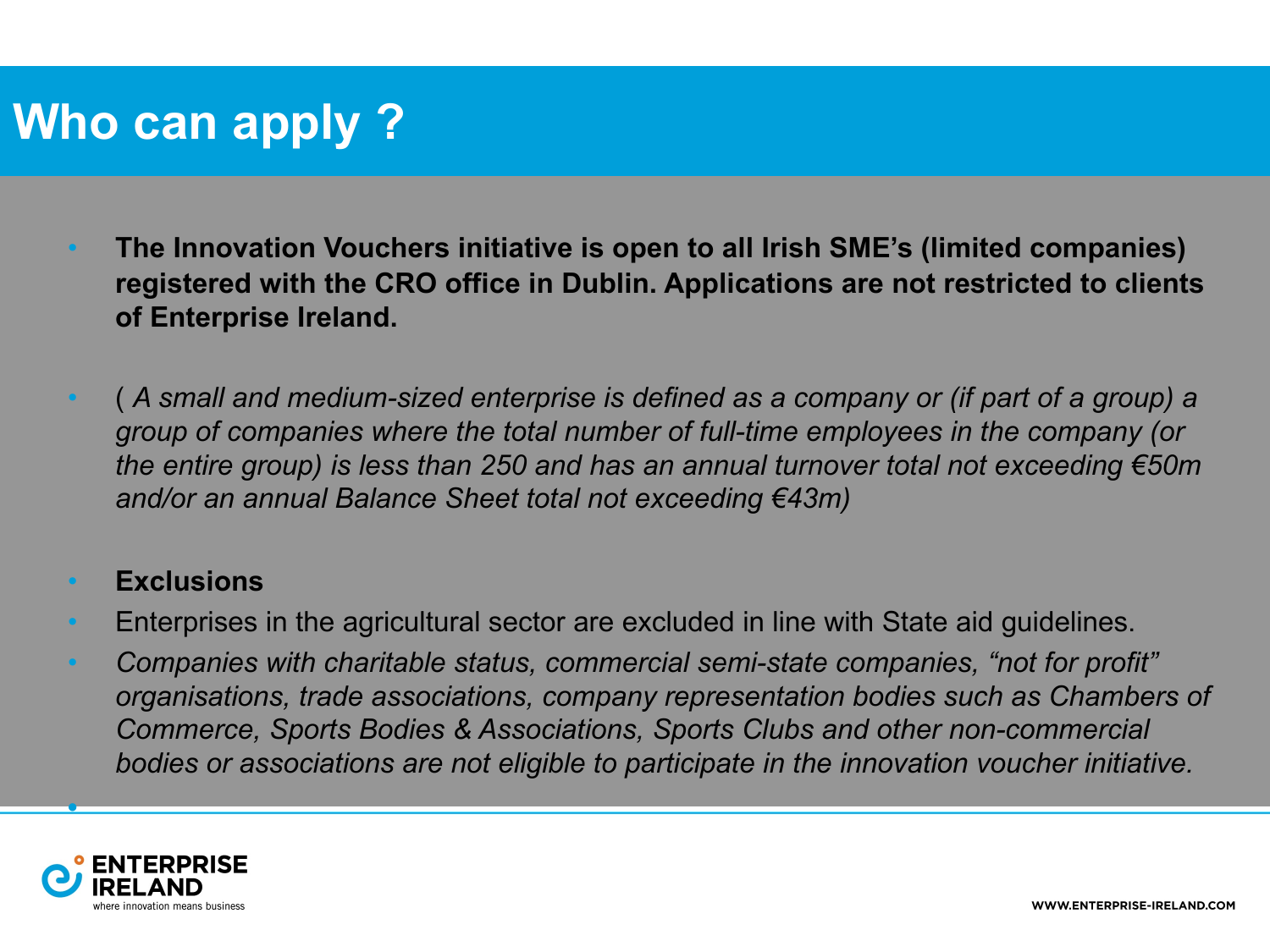# Who can apply ?

- **The Innovation Vouchers initiative is open to all Irish SME's (limited companies) registered with the CRO office in Dublin. Applications are not restricted to clients of Enterprise Ireland.**

- ( *A small and medium-sized enterprise is defined as a company or (if part of a group) a group of companies where the total number of full-time employees in the company (or the entire group) is less than 250 and has an annual turnover total not exceeding €50m and/or an annual Balance Sheet total not exceeding €43m)*

- **Exclusions**
- Enterprises in the agricultural sector are excluded in line with State aid guidelines.
- *Companies with charitable status, commercial semi-state companies, "not for profit" organisations, trade associations, company representation bodies such as Chambers of Commerce, Sports Bodies & Associations, Sports Clubs and other non-commercial bodies or associations are not eligible to participate in the innovation voucher initiative.*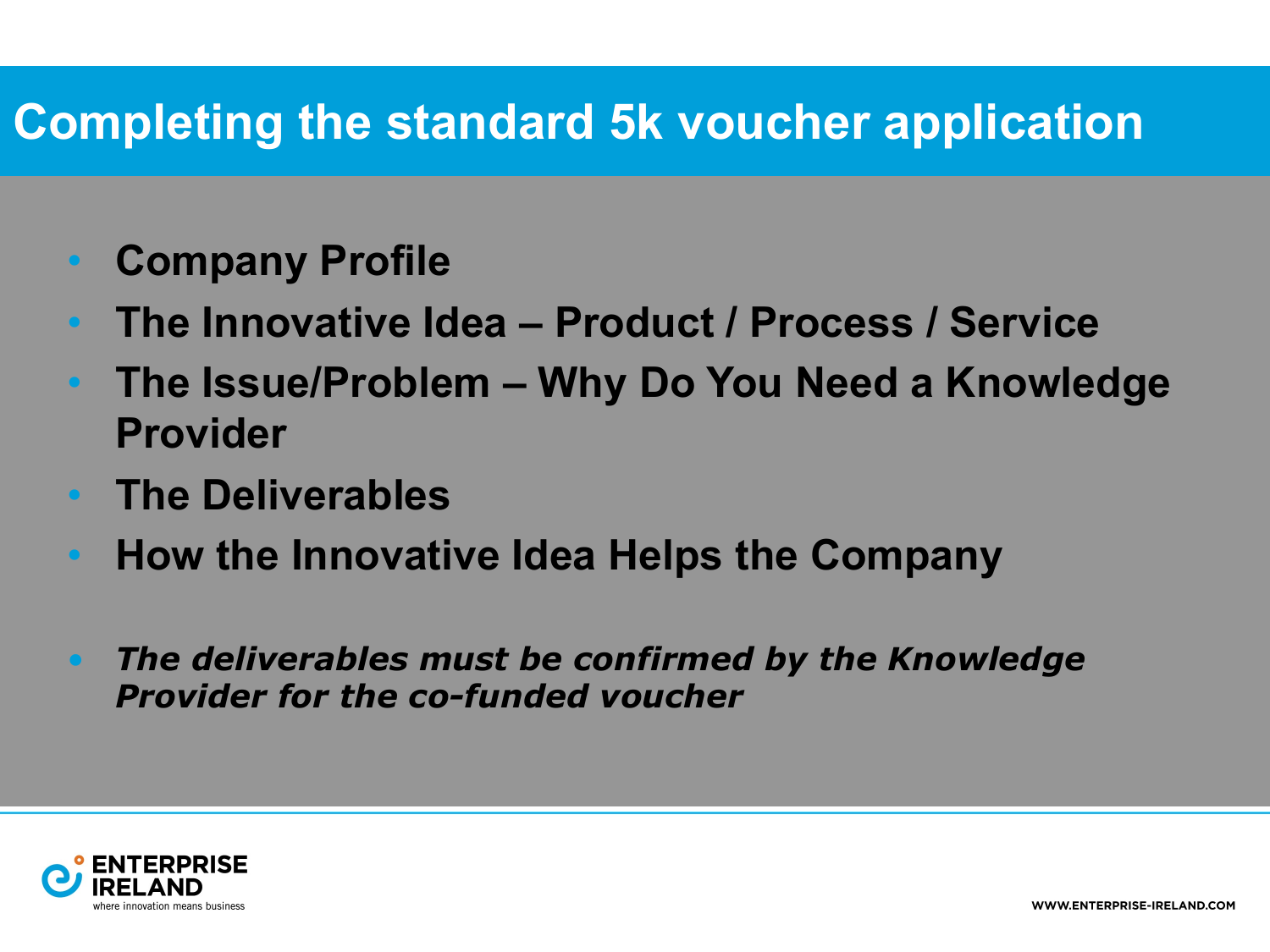# Completing the standard 5k voucher application

- **Company Profile**
- **The Innovative Idea – Product / Process / Service**
- **The Issue/Problem – Why Do You Need a Knowledge Provider**
- **The Deliverables**
- **How the Innovative Idea Helps the Company**

- ***The deliverables must be confirmed by the Knowledge Provider for the co-funded voucher***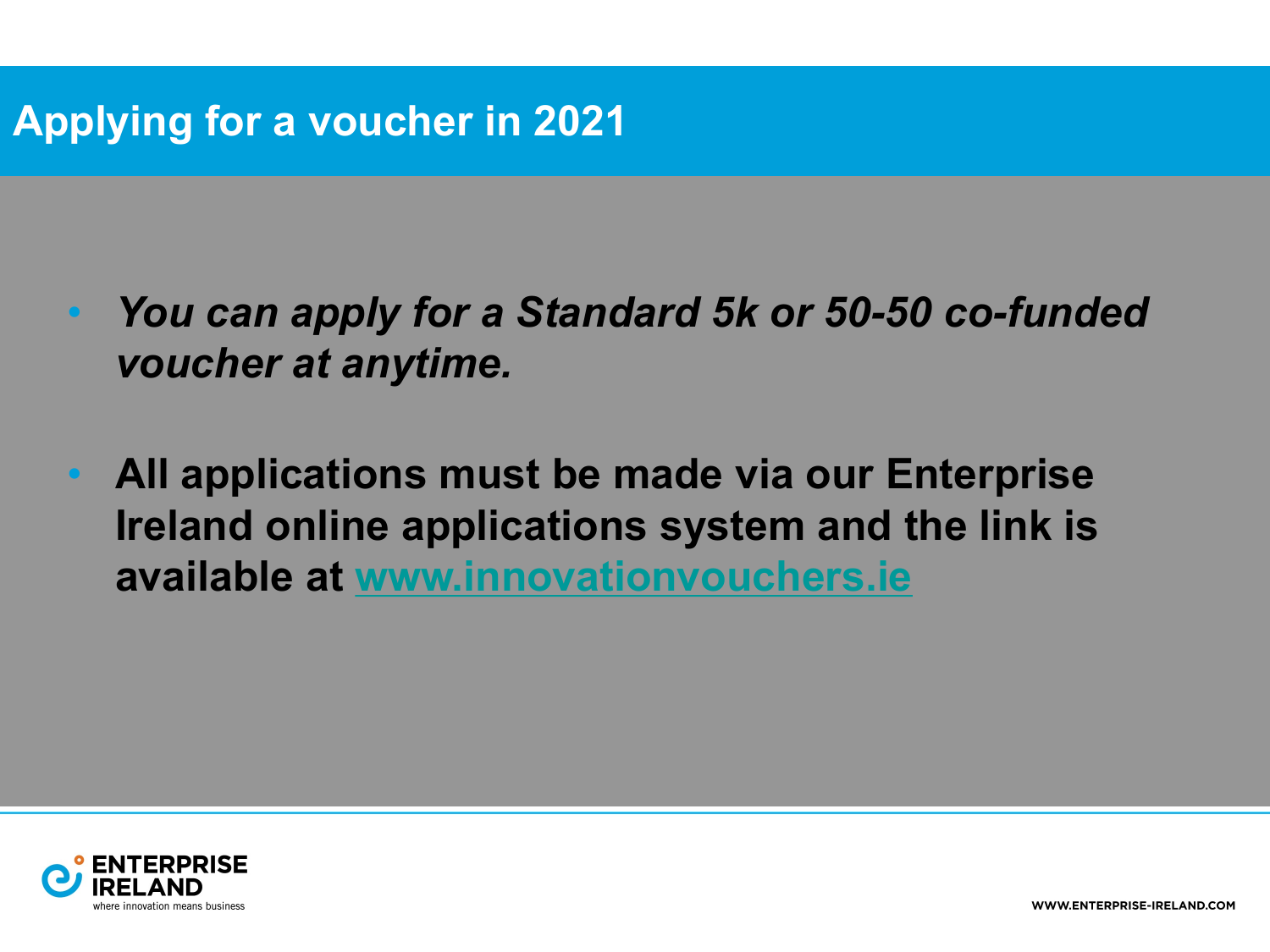# Applying for a voucher in 2021

- ***You can apply for a Standard 5k or 50-50 co-funded voucher at anytime.***

- **All applications must be made via our Enterprise Ireland online applications system and the link is available at [www.innovationvouchers.ie](http://www.innovationvouchers.ie)**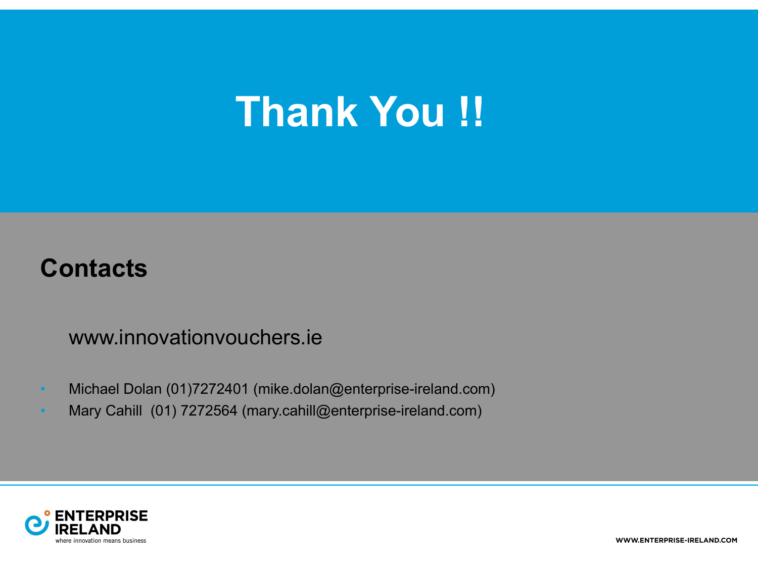# Thank You !!

## Contacts

www.innovationvouchers.ie

- Michael Dolan (01)7272401 (mike.dolan@enterprise-ireland.com)
- Mary Cahill  (01) 7272564 (mary.cahill@enterprise-ireland.com)